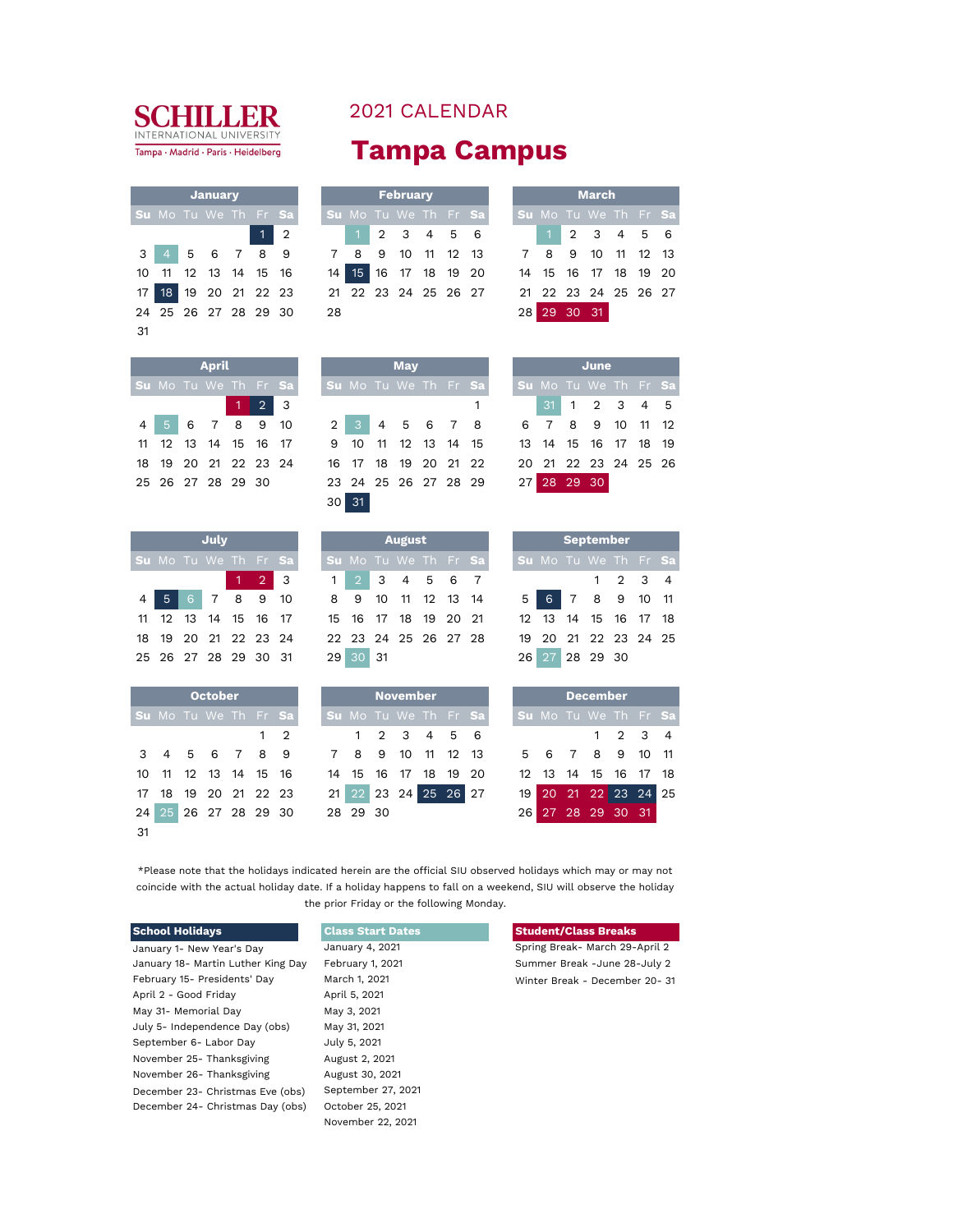# SCHILLER INTERNATIONAL UNIVERSITY

Tampa · Madrid · Paris · Heidelberg

## 2021 CALENDAR

# Tampa Campus

### January

| Su | Mo | Tu | We | Th | Fr | Sa |
|---|---|---|---|---|---|---|
| | | | | | 1 | 2 |
| 3 | 4 | 5 | 6 | 7 | 8 | 9 |
| 10 | 11 | 12 | 13 | 14 | 15 | 16 |
| 17 | 18 | 19 | 20 | 21 | 22 | 23 |
| 24 | 25 | 26 | 27 | 28 | 29 | 30 |
| 31 | | | | | | |

### February

| Su | Mo | Tu | We | Th | Fr | Sa |
|---|---|---|---|---|---|---|
| | 1 | 2 | 3 | 4 | 5 | 6 |
| 7 | 8 | 9 | 10 | 11 | 12 | 13 |
| 14 | 15 | 16 | 17 | 18 | 19 | 20 |
| 21 | 22 | 23 | 24 | 25 | 26 | 27 |
| 28 | | | | | | |

### March

| Su | Mo | Tu | We | Th | Fr | Sa |
|---|---|---|---|---|---|---|
| | 1 | 2 | 3 | 4 | 5 | 6 |
| 7 | 8 | 9 | 10 | 11 | 12 | 13 |
| 14 | 15 | 16 | 17 | 18 | 19 | 20 |
| 21 | 22 | 23 | 24 | 25 | 26 | 27 |
| 28 | 29 | 30 | 31 | | | |

### April

| Su | Mo | Tu | We | Th | Fr | Sa |
|---|---|---|---|---|---|---|
| | | | | 1 | 2 | 3 |
| 4 | 5 | 6 | 7 | 8 | 9 | 10 |
| 11 | 12 | 13 | 14 | 15 | 16 | 17 |
| 18 | 19 | 20 | 21 | 22 | 23 | 24 |
| 25 | 26 | 27 | 28 | 29 | 30 | |

### May

| Su | Mo | Tu | We | Th | Fr | Sa |
|---|---|---|---|---|---|---|
| | | | | | | 1 |
| 2 | 3 | 4 | 5 | 6 | 7 | 8 |
| 9 | 10 | 11 | 12 | 13 | 14 | 15 |
| 16 | 17 | 18 | 19 | 20 | 21 | 22 |
| 23 | 24 | 25 | 26 | 27 | 28 | 29 |
| 30 | 31 | | | | | |

### June

| Su | Mo | Tu | We | Th | Fr | Sa |
|---|---|---|---|---|---|---|
| | 31 | 1 | 2 | 3 | 4 | 5 |
| 6 | 7 | 8 | 9 | 10 | 11 | 12 |
| 13 | 14 | 15 | 16 | 17 | 18 | 19 |
| 20 | 21 | 22 | 23 | 24 | 25 | 26 |
| 27 | 28 | 29 | 30 | | | |

### July

| Su | Mo | Tu | We | Th | Fr | Sa |
|---|---|---|---|---|---|---|
| | | | | 1 | 2 | 3 |
| 4 | 5 | 6 | 7 | 8 | 9 | 10 |
| 11 | 12 | 13 | 14 | 15 | 16 | 17 |
| 18 | 19 | 20 | 21 | 22 | 23 | 24 |
| 25 | 26 | 27 | 28 | 29 | 30 | 31 |

### August

| Su | Mo | Tu | We | Th | Fr | Sa |
|---|---|---|---|---|---|---|
| 1 | 2 | 3 | 4 | 5 | 6 | 7 |
| 8 | 9 | 10 | 11 | 12 | 13 | 14 |
| 15 | 16 | 17 | 18 | 19 | 20 | 21 |
| 22 | 23 | 24 | 25 | 26 | 27 | 28 |
| 29 | 30 | 31 | | | | |

### September

| Su | Mo | Tu | We | Th | Fr | Sa |
|---|---|---|---|---|---|---|
| | | | 1 | 2 | 3 | 4 |
| 5 | 6 | 7 | 8 | 9 | 10 | 11 |
| 12 | 13 | 14 | 15 | 16 | 17 | 18 |
| 19 | 20 | 21 | 22 | 23 | 24 | 25 |
| 26 | 27 | 28 | 29 | 30 | | |

### October

| Su | Mo | Tu | We | Th | Fr | Sa |
|---|---|---|---|---|---|---|
| | | | | | 1 | 2 |
| 3 | 4 | 5 | 6 | 7 | 8 | 9 |
| 10 | 11 | 12 | 13 | 14 | 15 | 16 |
| 17 | 18 | 19 | 20 | 21 | 22 | 23 |
| 24 | 25 | 26 | 27 | 28 | 29 | 30 |
| 31 | | | | | | |

### November

| Su | Mo | Tu | We | Th | Fr | Sa |
|---|---|---|---|---|---|---|
| | 1 | 2 | 3 | 4 | 5 | 6 |
| 7 | 8 | 9 | 10 | 11 | 12 | 13 |
| 14 | 15 | 16 | 17 | 18 | 19 | 20 |
| 21 | 22 | 23 | 24 | 25 | 26 | 27 |
| 28 | 29 | 30 | | | | |

### December

| Su | Mo | Tu | We | Th | Fr | Sa |
|---|---|---|---|---|---|---|
| | | | 1 | 2 | 3 | 4 |
| 5 | 6 | 7 | 8 | 9 | 10 | 11 |
| 12 | 13 | 14 | 15 | 16 | 17 | 18 |
| 19 | 20 | 21 | 22 | 23 | 24 | 25 |
| 26 | 27 | 28 | 29 | 30 | 31 | |

*Please note that the holidays indicated herein are the official SIU observed holidays which may or may not coincide with the actual holiday date. If a holiday happens to fall on a weekend, SIU will observe the holiday the prior Friday or the following Monday.

### School Holidays

- January 1- New Year's Day
- January 18- Martin Luther King Day
- February 15- Presidents' Day
- April 2 - Good Friday
- May 31- Memorial Day
- July 5- Independence Day (obs)
- September 6- Labor Day
- November 25- Thanksgiving
- November 26- Thanksgiving
- December 23- Christmas Eve (obs)
- December 24- Christmas Day (obs)

### Class Start Dates

- January 4, 2021
- February 1, 2021
- March 1, 2021
- April 5, 2021
- May 3, 2021
- May 31, 2021
- July 5, 2021
- August 2, 2021
- August 30, 2021
- September 27, 2021
- October 25, 2021
- November 22, 2021

### Student/Class Breaks

- Spring Break- March 29-April 2
- Summer Break -June 28-July 2
- Winter Break - December 20- 31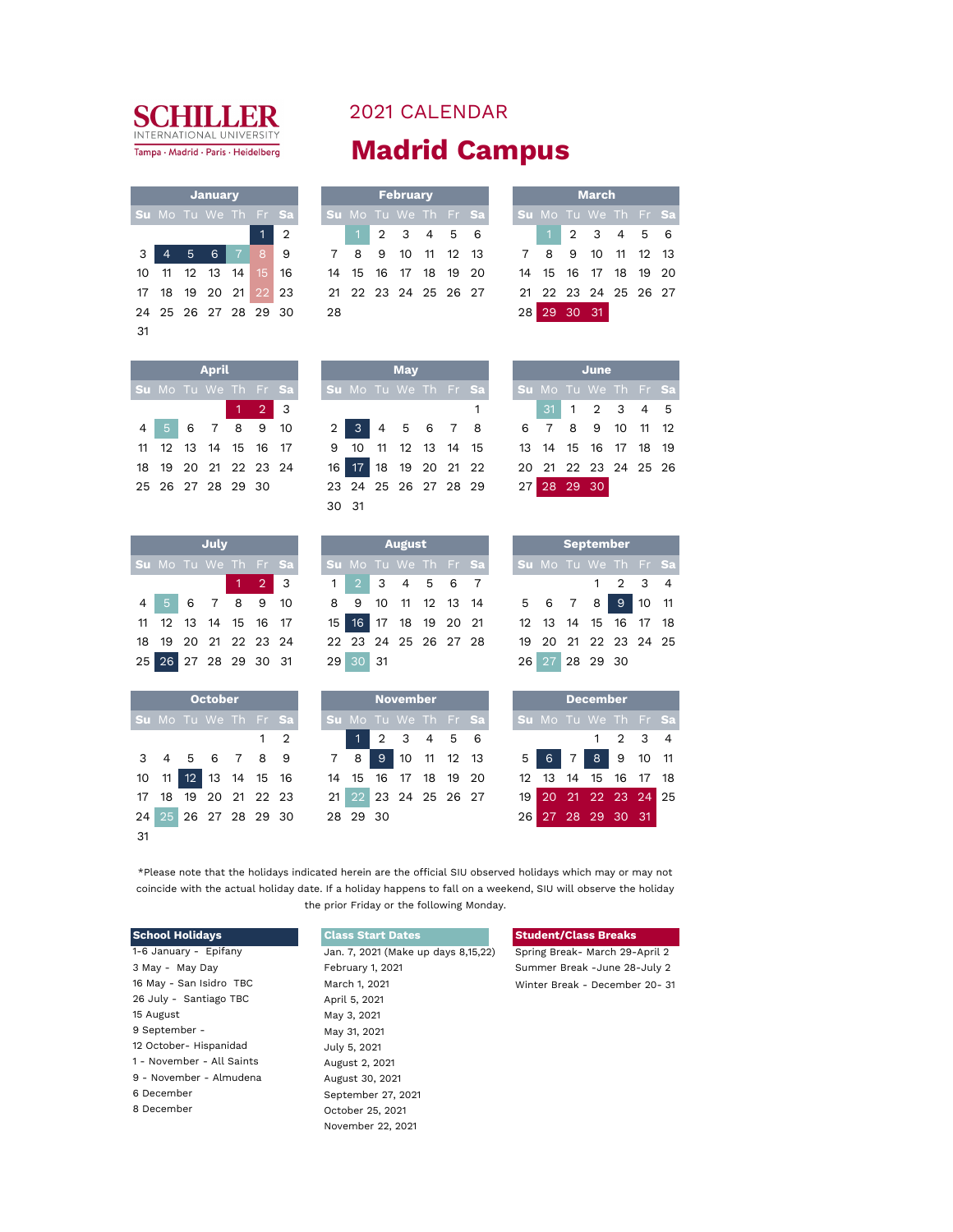SCHILLER INTERNATIONAL UNIVERSITY

Tampa · Madrid · Paris · Heidelberg

# 2021 CALENDAR

# Madrid Campus

**January**

| Su | Mo | Tu | We | Th | Fr | Sa |
|---|---|---|---|---|---|---|
| | | | | | 1 | 2 |
| 3 | 4 | 5 | 6 | 7 | 8 | 9 |
| 10 | 11 | 12 | 13 | 14 | 15 | 16 |
| 17 | 18 | 19 | 20 | 21 | 22 | 23 |
| 24 | 25 | 26 | 27 | 28 | 29 | 30 |
| 31 | | | | | | |

**February**

| Su | Mo | Tu | We | Th | Fr | Sa |
|---|---|---|---|---|---|---|
| | 1 | 2 | 3 | 4 | 5 | 6 |
| 7 | 8 | 9 | 10 | 11 | 12 | 13 |
| 14 | 15 | 16 | 17 | 18 | 19 | 20 |
| 21 | 22 | 23 | 24 | 25 | 26 | 27 |
| 28 | | | | | | |

**March**

| Su | Mo | Tu | We | Th | Fr | Sa |
|---|---|---|---|---|---|---|
| | 1 | 2 | 3 | 4 | 5 | 6 |
| 7 | 8 | 9 | 10 | 11 | 12 | 13 |
| 14 | 15 | 16 | 17 | 18 | 19 | 20 |
| 21 | 22 | 23 | 24 | 25 | 26 | 27 |
| 28 | 29 | 30 | 31 | | | |

**April**

| Su | Mo | Tu | We | Th | Fr | Sa |
|---|---|---|---|---|---|---|
| | | | | 1 | 2 | 3 |
| 4 | 5 | 6 | 7 | 8 | 9 | 10 |
| 11 | 12 | 13 | 14 | 15 | 16 | 17 |
| 18 | 19 | 20 | 21 | 22 | 23 | 24 |
| 25 | 26 | 27 | 28 | 29 | 30 | |

**May**

| Su | Mo | Tu | We | Th | Fr | Sa |
|---|---|---|---|---|---|---|
| | | | | | | 1 |
| 2 | 3 | 4 | 5 | 6 | 7 | 8 |
| 9 | 10 | 11 | 12 | 13 | 14 | 15 |
| 16 | 17 | 18 | 19 | 20 | 21 | 22 |
| 23 | 24 | 25 | 26 | 27 | 28 | 29 |
| 30 | 31 | | | | | |

**June**

| Su | Mo | Tu | We | Th | Fr | Sa |
|---|---|---|---|---|---|---|
| | 31 | 1 | 2 | 3 | 4 | 5 |
| 6 | 7 | 8 | 9 | 10 | 11 | 12 |
| 13 | 14 | 15 | 16 | 17 | 18 | 19 |
| 20 | 21 | 22 | 23 | 24 | 25 | 26 |
| 27 | 28 | 29 | 30 | | | |

**July**

| Su | Mo | Tu | We | Th | Fr | Sa |
|---|---|---|---|---|---|---|
| | | | | 1 | 2 | 3 |
| 4 | 5 | 6 | 7 | 8 | 9 | 10 |
| 11 | 12 | 13 | 14 | 15 | 16 | 17 |
| 18 | 19 | 20 | 21 | 22 | 23 | 24 |
| 25 | 26 | 27 | 28 | 29 | 30 | 31 |

**August**

| Su | Mo | Tu | We | Th | Fr | Sa |
|---|---|---|---|---|---|---|
| 1 | 2 | 3 | 4 | 5 | 6 | 7 |
| 8 | 9 | 10 | 11 | 12 | 13 | 14 |
| 15 | 16 | 17 | 18 | 19 | 20 | 21 |
| 22 | 23 | 24 | 25 | 26 | 27 | 28 |
| 29 | 30 | 31 | | | | |

**September**

| Su | Mo | Tu | We | Th | Fr | Sa |
|---|---|---|---|---|---|---|
| | | | 1 | 2 | 3 | 4 |
| 5 | 6 | 7 | 8 | 9 | 10 | 11 |
| 12 | 13 | 14 | 15 | 16 | 17 | 18 |
| 19 | 20 | 21 | 22 | 23 | 24 | 25 |
| 26 | 27 | 28 | 29 | 30 | | |

**October**

| Su | Mo | Tu | We | Th | Fr | Sa |
|---|---|---|---|---|---|---|
| | | | | | 1 | 2 |
| 3 | 4 | 5 | 6 | 7 | 8 | 9 |
| 10 | 11 | 12 | 13 | 14 | 15 | 16 |
| 17 | 18 | 19 | 20 | 21 | 22 | 23 |
| 24 | 25 | 26 | 27 | 28 | 29 | 30 |
| 31 | | | | | | |

**November**

| Su | Mo | Tu | We | Th | Fr | Sa |
|---|---|---|---|---|---|---|
| | 1 | 2 | 3 | 4 | 5 | 6 |
| 7 | 8 | 9 | 10 | 11 | 12 | 13 |
| 14 | 15 | 16 | 17 | 18 | 19 | 20 |
| 21 | 22 | 23 | 24 | 25 | 26 | 27 |
| 28 | 29 | 30 | | | | |

**December**

| Su | Mo | Tu | We | Th | Fr | Sa |
|---|---|---|---|---|---|---|
| | | | 1 | 2 | 3 | 4 |
| 5 | 6 | 7 | 8 | 9 | 10 | 11 |
| 12 | 13 | 14 | 15 | 16 | 17 | 18 |
| 19 | 20 | 21 | 22 | 23 | 24 | 25 |
| 26 | 27 | 28 | 29 | 30 | 31 | |

*Please note that the holidays indicated herein are the official SIU observed holidays which may or may not coincide with the actual holiday date. If a holiday happens to fall on a weekend, SIU will observe the holiday the prior Friday or the following Monday.

**School Holidays**

- 1-6 January - Epifany
- 3 May - May Day
- 16 May - San Isidro TBC
- 26 July - Santiago TBC
- 15 August
- 9 September -
- 12 October- Hispanidad
- 1 - November - All Saints
- 9 - November - Almudena
- 6 December
- 8 December

**Class Start Dates**

- Jan. 7, 2021 (Make up days 8,15,22)
- February 1, 2021
- March 1, 2021
- April 5, 2021
- May 3, 2021
- May 31, 2021
- July 5, 2021
- August 2, 2021
- August 30, 2021
- September 27, 2021
- October 25, 2021
- November 22, 2021

**Student/Class Breaks**

- Spring Break- March 29-April 2
- Summer Break -June 28-July 2
- Winter Break - December 20- 31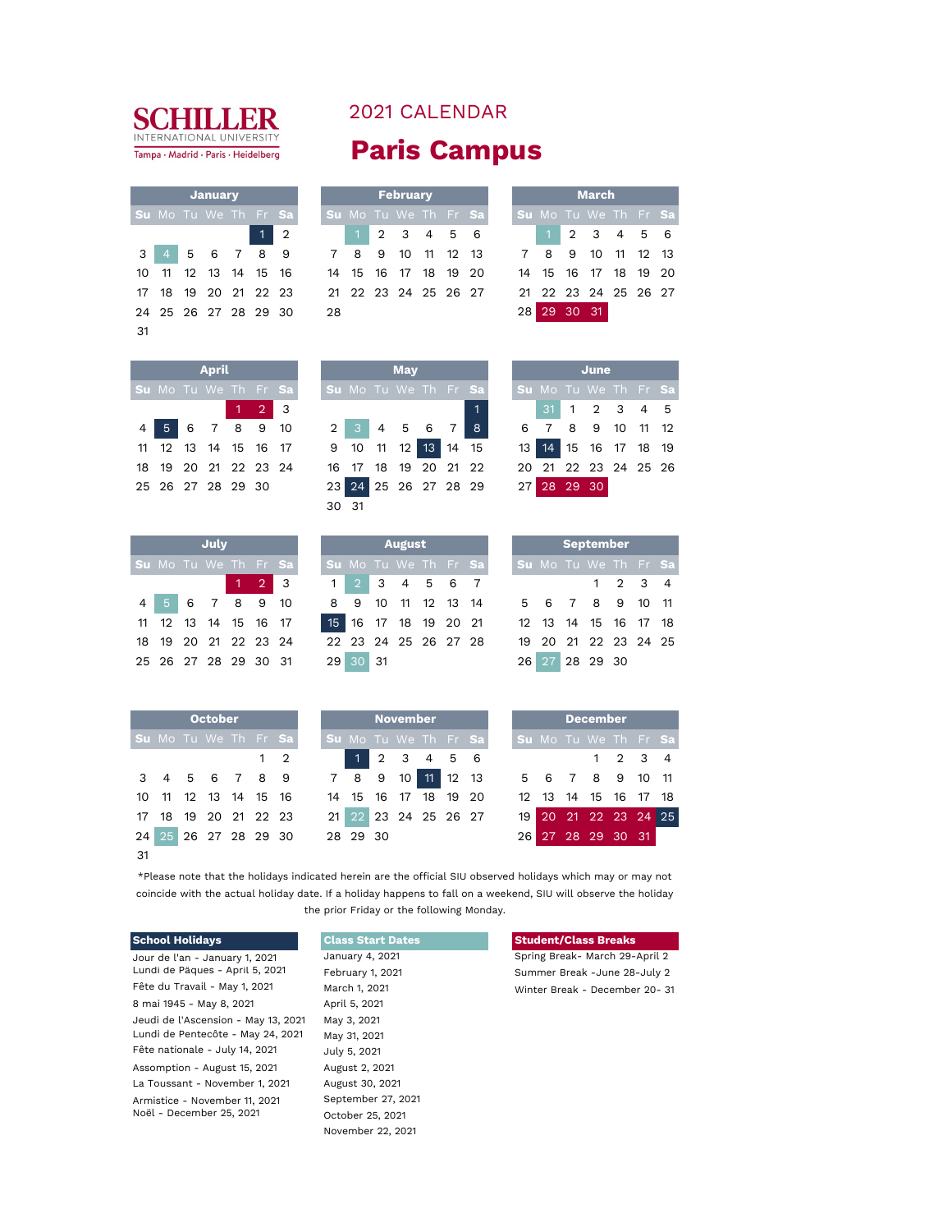SCHILLER
INTERNATIONAL UNIVERSITY
Tampa · Madrid · Paris · Heidelberg

# 2021 CALENDAR

# Paris Campus

**January**

| Su | Mo | Tu | We | Th | Fr | Sa |
|---|---|---|---|---|---|---|
| | | | | | 1 | 2 |
| 3 | 4 | 5 | 6 | 7 | 8 | 9 |
| 10 | 11 | 12 | 13 | 14 | 15 | 16 |
| 17 | 18 | 19 | 20 | 21 | 22 | 23 |
| 24 | 25 | 26 | 27 | 28 | 29 | 30 |
| 31 | | | | | | |

**February**

| Su | Mo | Tu | We | Th | Fr | Sa |
|---|---|---|---|---|---|---|
| | 1 | 2 | 3 | 4 | 5 | 6 |
| 7 | 8 | 9 | 10 | 11 | 12 | 13 |
| 14 | 15 | 16 | 17 | 18 | 19 | 20 |
| 21 | 22 | 23 | 24 | 25 | 26 | 27 |
| 28 | | | | | | |

**March**

| Su | Mo | Tu | We | Th | Fr | Sa |
|---|---|---|---|---|---|---|
| | 1 | 2 | 3 | 4 | 5 | 6 |
| 7 | 8 | 9 | 10 | 11 | 12 | 13 |
| 14 | 15 | 16 | 17 | 18 | 19 | 20 |
| 21 | 22 | 23 | 24 | 25 | 26 | 27 |
| 28 | 29 | 30 | 31 | | | |

**April**

| Su | Mo | Tu | We | Th | Fr | Sa |
|---|---|---|---|---|---|---|
| | | | | 1 | 2 | 3 |
| 4 | 5 | 6 | 7 | 8 | 9 | 10 |
| 11 | 12 | 13 | 14 | 15 | 16 | 17 |
| 18 | 19 | 20 | 21 | 22 | 23 | 24 |
| 25 | 26 | 27 | 28 | 29 | 30 | |

**May**

| Su | Mo | Tu | We | Th | Fr | Sa |
|---|---|---|---|---|---|---|
| | | | | | | 1 |
| 2 | 3 | 4 | 5 | 6 | 7 | 8 |
| 9 | 10 | 11 | 12 | 13 | 14 | 15 |
| 16 | 17 | 18 | 19 | 20 | 21 | 22 |
| 23 | 24 | 25 | 26 | 27 | 28 | 29 |
| 30 | 31 | | | | | |

**June**

| Su | Mo | Tu | We | Th | Fr | Sa |
|---|---|---|---|---|---|---|
| | 31 | 1 | 2 | 3 | 4 | 5 |
| 6 | 7 | 8 | 9 | 10 | 11 | 12 |
| 13 | 14 | 15 | 16 | 17 | 18 | 19 |
| 20 | 21 | 22 | 23 | 24 | 25 | 26 |
| 27 | 28 | 29 | 30 | | | |

**July**

| Su | Mo | Tu | We | Th | Fr | Sa |
|---|---|---|---|---|---|---|
| | | | | 1 | 2 | 3 |
| 4 | 5 | 6 | 7 | 8 | 9 | 10 |
| 11 | 12 | 13 | 14 | 15 | 16 | 17 |
| 18 | 19 | 20 | 21 | 22 | 23 | 24 |
| 25 | 26 | 27 | 28 | 29 | 30 | 31 |

**August**

| Su | Mo | Tu | We | Th | Fr | Sa |
|---|---|---|---|---|---|---|
| 1 | 2 | 3 | 4 | 5 | 6 | 7 |
| 8 | 9 | 10 | 11 | 12 | 13 | 14 |
| 15 | 16 | 17 | 18 | 19 | 20 | 21 |
| 22 | 23 | 24 | 25 | 26 | 27 | 28 |
| 29 | 30 | 31 | | | | |

**September**

| Su | Mo | Tu | We | Th | Fr | Sa |
|---|---|---|---|---|---|---|
| | | | 1 | 2 | 3 | 4 |
| 5 | 6 | 7 | 8 | 9 | 10 | 11 |
| 12 | 13 | 14 | 15 | 16 | 17 | 18 |
| 19 | 20 | 21 | 22 | 23 | 24 | 25 |
| 26 | 27 | 28 | 29 | 30 | | |

**October**

| Su | Mo | Tu | We | Th | Fr | Sa |
|---|---|---|---|---|---|---|
| | | | | | 1 | 2 |
| 3 | 4 | 5 | 6 | 7 | 8 | 9 |
| 10 | 11 | 12 | 13 | 14 | 15 | 16 |
| 17 | 18 | 19 | 20 | 21 | 22 | 23 |
| 24 | 25 | 26 | 27 | 28 | 29 | 30 |
| 31 | | | | | | |

**November**

| Su | Mo | Tu | We | Th | Fr | Sa |
|---|---|---|---|---|---|---|
| | 1 | 2 | 3 | 4 | 5 | 6 |
| 7 | 8 | 9 | 10 | 11 | 12 | 13 |
| 14 | 15 | 16 | 17 | 18 | 19 | 20 |
| 21 | 22 | 23 | 24 | 25 | 26 | 27 |
| 28 | 29 | 30 | | | | |

**December**

| Su | Mo | Tu | We | Th | Fr | Sa |
|---|---|---|---|---|---|---|
| | | | 1 | 2 | 3 | 4 |
| 5 | 6 | 7 | 8 | 9 | 10 | 11 |
| 12 | 13 | 14 | 15 | 16 | 17 | 18 |
| 19 | 20 | 21 | 22 | 23 | 24 | 25 |
| 26 | 27 | 28 | 29 | 30 | 31 | |

*Please note that the holidays indicated herein are the official SIU observed holidays which may or may not coincide with the actual holiday date. If a holiday happens to fall on a weekend, SIU will observe the holiday the prior Friday or the following Monday.

**School Holidays**

- Jour de l'an - January 1, 2021
- Lundi de Pâques - April 5, 2021
- Fête du Travail - May 1, 2021
- 8 mai 1945 - May 8, 2021
- Jeudi de l'Ascension - May 13, 2021
- Lundi de Pentecôte - May 24, 2021
- Fête nationale - July 14, 2021
- Assomption - August 15, 2021
- La Toussaint - November 1, 2021
- Armistice - November 11, 2021
- Noël - December 25, 2021

**Class Start Dates**

- January 4, 2021
- February 1, 2021
- March 1, 2021
- April 5, 2021
- May 3, 2021
- May 31, 2021
- July 5, 2021
- August 2, 2021
- August 30, 2021
- September 27, 2021
- October 25, 2021
- November 22, 2021

**Student/Class Breaks**

- Spring Break- March 29-April 2
- Summer Break -June 28-July 2
- Winter Break - December 20- 31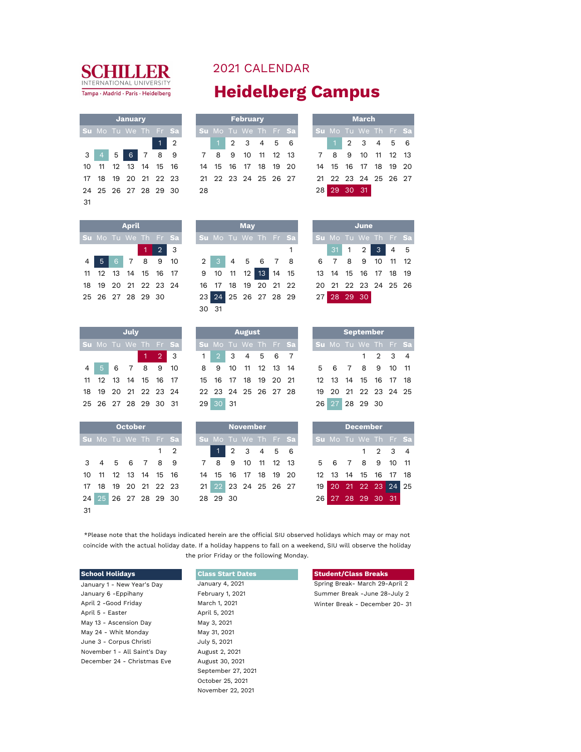SCHILLER
INTERNATIONAL UNIVERSITY
Tampa · Madrid · Paris · Heidelberg

# 2021 CALENDAR

# Heidelberg Campus

### January

| Su | Mo | Tu | We | Th | Fr | Sa |
|---|---|---|---|---|---|---|
| | | | | | 1 | 2 |
| 3 | 4 | 5 | 6 | 7 | 8 | 9 |
| 10 | 11 | 12 | 13 | 14 | 15 | 16 |
| 17 | 18 | 19 | 20 | 21 | 22 | 23 |
| 24 | 25 | 26 | 27 | 28 | 29 | 30 |
| 31 | | | | | | |

### February

| Su | Mo | Tu | We | Th | Fr | Sa |
|---|---|---|---|---|---|---|
| | 1 | 2 | 3 | 4 | 5 | 6 |
| 7 | 8 | 9 | 10 | 11 | 12 | 13 |
| 14 | 15 | 16 | 17 | 18 | 19 | 20 |
| 21 | 22 | 23 | 24 | 25 | 26 | 27 |
| 28 | | | | | | |

### March

| Su | Mo | Tu | We | Th | Fr | Sa |
|---|---|---|---|---|---|---|
| | 1 | 2 | 3 | 4 | 5 | 6 |
| 7 | 8 | 9 | 10 | 11 | 12 | 13 |
| 14 | 15 | 16 | 17 | 18 | 19 | 20 |
| 21 | 22 | 23 | 24 | 25 | 26 | 27 |
| 28 | 29 | 30 | 31 | | | |

### April

| Su | Mo | Tu | We | Th | Fr | Sa |
|---|---|---|---|---|---|---|
| | | | | 1 | 2 | 3 |
| 4 | 5 | 6 | 7 | 8 | 9 | 10 |
| 11 | 12 | 13 | 14 | 15 | 16 | 17 |
| 18 | 19 | 20 | 21 | 22 | 23 | 24 |
| 25 | 26 | 27 | 28 | 29 | 30 | |

### May

| Su | Mo | Tu | We | Th | Fr | Sa |
|---|---|---|---|---|---|---|
| | | | | | | 1 |
| 2 | 3 | 4 | 5 | 6 | 7 | 8 |
| 9 | 10 | 11 | 12 | 13 | 14 | 15 |
| 16 | 17 | 18 | 19 | 20 | 21 | 22 |
| 23 | 24 | 25 | 26 | 27 | 28 | 29 |
| 30 | 31 | | | | | |

### June

| Su | Mo | Tu | We | Th | Fr | Sa |
|---|---|---|---|---|---|---|
| | 31 | 1 | 2 | 3 | 4 | 5 |
| 6 | 7 | 8 | 9 | 10 | 11 | 12 |
| 13 | 14 | 15 | 16 | 17 | 18 | 19 |
| 20 | 21 | 22 | 23 | 24 | 25 | 26 |
| 27 | 28 | 29 | 30 | | | |

### July

| Su | Mo | Tu | We | Th | Fr | Sa |
|---|---|---|---|---|---|---|
| | | | | 1 | 2 | 3 |
| 4 | 5 | 6 | 7 | 8 | 9 | 10 |
| 11 | 12 | 13 | 14 | 15 | 16 | 17 |
| 18 | 19 | 20 | 21 | 22 | 23 | 24 |
| 25 | 26 | 27 | 28 | 29 | 30 | 31 |

### August

| Su | Mo | Tu | We | Th | Fr | Sa |
|---|---|---|---|---|---|---|
| 1 | 2 | 3 | 4 | 5 | 6 | 7 |
| 8 | 9 | 10 | 11 | 12 | 13 | 14 |
| 15 | 16 | 17 | 18 | 19 | 20 | 21 |
| 22 | 23 | 24 | 25 | 26 | 27 | 28 |
| 29 | 30 | 31 | | | | |

### September

| Su | Mo | Tu | We | Th | Fr | Sa |
|---|---|---|---|---|---|---|
| | | | 1 | 2 | 3 | 4 |
| 5 | 6 | 7 | 8 | 9 | 10 | 11 |
| 12 | 13 | 14 | 15 | 16 | 17 | 18 |
| 19 | 20 | 21 | 22 | 23 | 24 | 25 |
| 26 | 27 | 28 | 29 | 30 | | |

### October

| Su | Mo | Tu | We | Th | Fr | Sa |
|---|---|---|---|---|---|---|
| | | | | | 1 | 2 |
| 3 | 4 | 5 | 6 | 7 | 8 | 9 |
| 10 | 11 | 12 | 13 | 14 | 15 | 16 |
| 17 | 18 | 19 | 20 | 21 | 22 | 23 |
| 24 | 25 | 26 | 27 | 28 | 29 | 30 |
| 31 | | | | | | |

### November

| Su | Mo | Tu | We | Th | Fr | Sa |
|---|---|---|---|---|---|---|
| | 1 | 2 | 3 | 4 | 5 | 6 |
| 7 | 8 | 9 | 10 | 11 | 12 | 13 |
| 14 | 15 | 16 | 17 | 18 | 19 | 20 |
| 21 | 22 | 23 | 24 | 25 | 26 | 27 |
| 28 | 29 | 30 | | | | |

### December

| Su | Mo | Tu | We | Th | Fr | Sa |
|---|---|---|---|---|---|---|
| | | | 1 | 2 | 3 | 4 |
| 5 | 6 | 7 | 8 | 9 | 10 | 11 |
| 12 | 13 | 14 | 15 | 16 | 17 | 18 |
| 19 | 20 | 21 | 22 | 23 | 24 | 25 |
| 26 | 27 | 28 | 29 | 30 | 31 | |

*Please note that the holidays indicated herein are the official SIU observed holidays which may or may not coincide with the actual holiday date. If a holiday happens to fall on a weekend, SIU will observe the holiday the prior Friday or the following Monday.

### School Holidays

- January 1 - New Year's Day
- January 6 -Eppihany
- April 2 -Good Friday
- April 5 - Easter
- May 13 - Ascension Day
- May 24 - Whit Monday
- June 3 - Corpus Christi
- November 1 - All Saint's Day
- December 24 - Christmas Eve

### Class Start Dates

- January 4, 2021
- February 1, 2021
- March 1, 2021
- April 5, 2021
- May 3, 2021
- May 31, 2021
- July 5, 2021
- August 2, 2021
- August 30, 2021
- September 27, 2021
- October 25, 2021
- November 22, 2021

### Student/Class Breaks

- Spring Break- March 29-April 2
- Summer Break -June 28-July 2
- Winter Break - December 20- 31